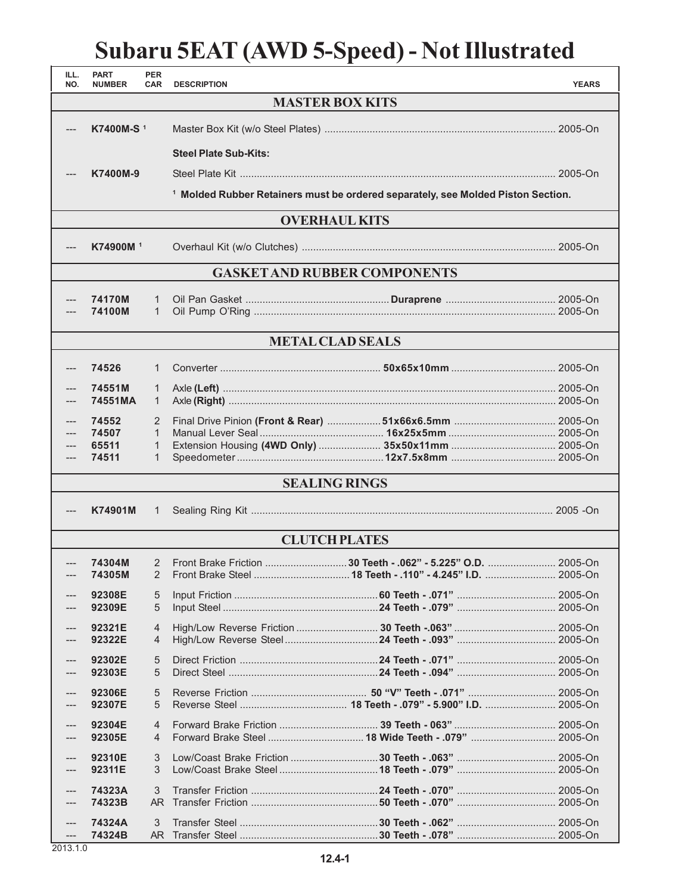# Subaru 5EAT (AWD 5-Speed) - Not Illustrated

| ILL. NO. | PART NUMBER | PER CAR | DESCRIPTION | | YEARS |
|---|---|---|---|---|---|
| | | | **MASTER BOX KITS** | | |
| --- | **K7400M-S** [1] | | Master Box Kit (w/o Steel Plates) | | 2005-On |
| | | | **Steel Plate Sub-Kits:** | | |
| --- | **K7400M-9** | | Steel Plate Kit | | 2005-On |
| | | | [1] **Molded Rubber Retainers must be ordered separately, see Molded Piston Section.** | | |
| | | | **OVERHAUL KITS** | | |
| --- | **K74900M** [1] | | Overhaul Kit (w/o Clutches) | | 2005-On |
| | | | **GASKET AND RUBBER COMPONENTS** | | |
| --- | **74170M** | 1 | Oil Pan Gasket | **Duraprene** | 2005-On |
| --- | **74100M** | 1 | Oil Pump O'Ring | | 2005-On |
| | | | **METAL CLAD SEALS** | | |
| --- | **74526** | 1 | Converter | **50x65x10mm** | 2005-On |
| --- | **74551M** | 1 | Axle **(Left)** | | 2005-On |
| --- | **74551MA** | 1 | Axle **(Right)** | | 2005-On |
| --- | **74552** | 2 | Final Drive Pinion **(Front & Rear)** | **51x66x6.5mm** | 2005-On |
| --- | **74507** | 1 | Manual Lever Seal | **16x25x5mm** | 2005-On |
| --- | **65511** | 1 | Extension Housing **(4WD Only)** | **35x50x11mm** | 2005-On |
| --- | **74511** | 1 | Speedometer | **12x7.5x8mm** | 2005-On |
| | | | **SEALING RINGS** | | |
| --- | **K74901M** | 1 | Sealing Ring Kit | | 2005 -On |
| | | | **CLUTCH PLATES** | | |
| --- | **74304M** | 2 | Front Brake Friction | **30 Teeth - .062" - 5.225" O.D.** | 2005-On |
| --- | **74305M** | 2 | Front Brake Steel | **18 Teeth - .110" - 4.245" I.D.** | 2005-On |
| --- | **92308E** | 5 | Input Friction | **60 Teeth - .071"** | 2005-On |
| --- | **92309E** | 5 | Input Steel | **24 Teeth - .079"** | 2005-On |
| --- | **92321E** | 4 | High/Low Reverse Friction | **30 Teeth -.063"** | 2005-On |
| --- | **92322E** | 4 | High/Low Reverse Steel | **24 Teeth - .093"** | 2005-On |
| --- | **92302E** | 5 | Direct Friction | **24 Teeth - .071"** | 2005-On |
| --- | **92303E** | 5 | Direct Steel | **24 Teeth - .094"** | 2005-On |
| --- | **92306E** | 5 | Reverse Friction | **50 "V" Teeth - .071"** | 2005-On |
| --- | **92307E** | 5 | Reverse Steel | **18 Teeth - .079" - 5.900" I.D.** | 2005-On |
| --- | **92304E** | 4 | Forward Brake Friction | **39 Teeth - 063"** | 2005-On |
| --- | **92305E** | 4 | Forward Brake Steel | **18 Wide Teeth - .079"** | 2005-On |
| --- | **92310E** | 3 | Low/Coast Brake Friction | **30 Teeth - .063"** | 2005-On |
| --- | **92311E** | 3 | Low/Coast Brake Steel | **18 Teeth - .079"** | 2005-On |
| --- | **74323A** | 3 | Transfer Friction | **24 Teeth - .070"** | 2005-On |
| --- | **74323B** | AR | Transfer Friction | **50 Teeth - .070"** | 2005-On |
| --- | **74324A** | 3 | Transfer Steel | **30 Teeth - .062"** | 2005-On |
| --- | **74324B** | AR | Transfer Steel | **30 Teeth - .078"** | 2005-On |

2013.1.0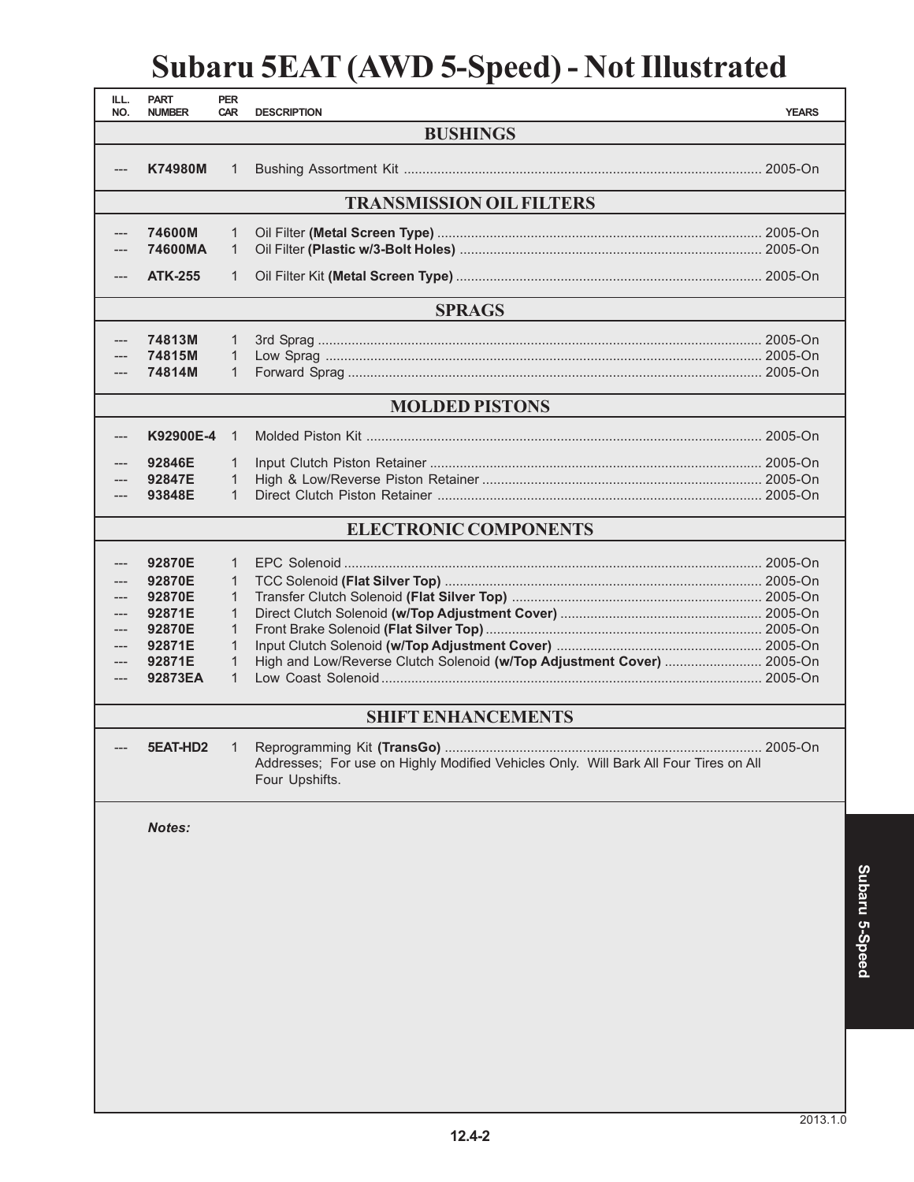# Subaru 5EAT (AWD 5-Speed) - Not Illustrated

| ILL. NO. | PART NUMBER | PER CAR | DESCRIPTION | YEARS |
|---|---|---|---|---|
| | | | **BUSHINGS** | |
| --- | **K74980M** | 1 | Bushing Assortment Kit | 2005-On |
| | | | **TRANSMISSION OIL FILTERS** | |
| --- | **74600M** | 1 | Oil Filter **(Metal Screen Type)** | 2005-On |
| --- | **74600MA** | 1 | Oil Filter **(Plastic w/3-Bolt Holes)** | 2005-On |
| --- | **ATK-255** | 1 | Oil Filter Kit **(Metal Screen Type)** | 2005-On |
| | | | **SPRAGS** | |
| --- | **74813M** | 1 | 3rd Sprag | 2005-On |
| --- | **74815M** | 1 | Low Sprag | 2005-On |
| --- | **74814M** | 1 | Forward Sprag | 2005-On |
| | | | **MOLDED PISTONS** | |
| --- | **K92900E-4** | 1 | Molded Piston Kit | 2005-On |
| --- | **92846E** | 1 | Input Clutch Piston Retainer | 2005-On |
| --- | **92847E** | 1 | High & Low/Reverse Piston Retainer | 2005-On |
| --- | **93848E** | 1 | Direct Clutch Piston Retainer | 2005-On |
| | | | **ELECTRONIC COMPONENTS** | |
| --- | **92870E** | 1 | EPC Solenoid | 2005-On |
| --- | **92870E** | 1 | TCC Solenoid **(Flat Silver Top)** | 2005-On |
| --- | **92870E** | 1 | Transfer Clutch Solenoid **(Flat Silver Top)** | 2005-On |
| --- | **92871E** | 1 | Direct Clutch Solenoid **(w/Top Adjustment Cover)** | 2005-On |
| --- | **92870E** | 1 | Front Brake Solenoid **(Flat Silver Top)** | 2005-On |
| --- | **92871E** | 1 | Input Clutch Solenoid **(w/Top Adjustment Cover)** | 2005-On |
| --- | **92871E** | 1 | High and Low/Reverse Clutch Solenoid **(w/Top Adjustment Cover)** | 2005-On |
| --- | **92873EA** | 1 | Low Coast Solenoid | 2005-On |
| | | | **SHIFT ENHANCEMENTS** | |
| --- | **5EAT-HD2** | 1 | Reprogramming Kit **(TransGo)** Addresses; For use on Highly Modified Vehicles Only. Will Bark All Four Tires on All Four Upshifts. | 2005-On |

***Notes:***

Subaru 5-Speed

2013.1.0